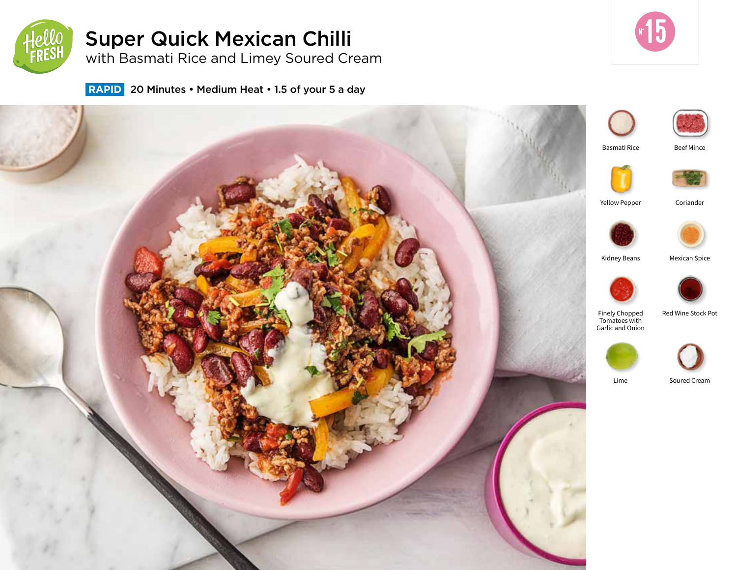# Super Quick Mexican Chilli

## with Basmati Rice and Limey Soured Cream

N° 15

**RAPID** 20 Minutes • Medium Heat • 1.5 of your 5 a day

- Basmati Rice
- Beef Mince
- Yellow Pepper
- Coriander
- Kidney Beans
- Mexican Spice
- Finely Chopped Tomatoes with Garlic and Onion
- Red Wine Stock Pot
- Lime
- Soured Cream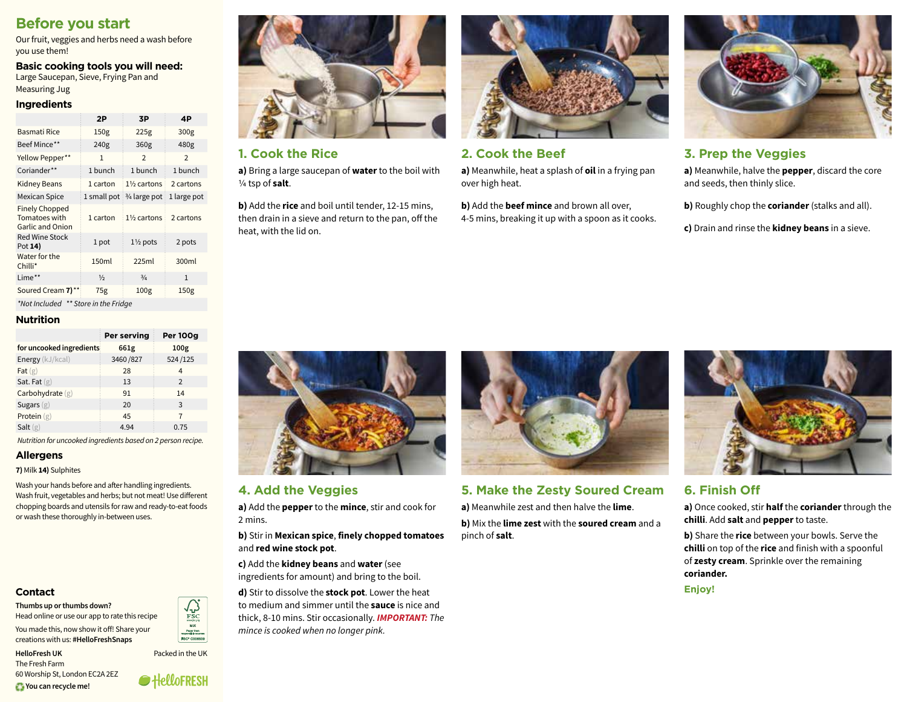## Before you start

Our fruit, veggies and herbs need a wash before you use them!

### Basic cooking tools you will need:

Large Saucepan, Sieve, Frying Pan and Measuring Jug

### Ingredients

| | 2P | 3P | 4P |
|---|---|---|---|
| Basmati Rice | 150g | 225g | 300g |
| Beef Mince** | 240g | 360g | 480g |
| Yellow Pepper** | 1 | 2 | 2 |
| Coriander** | 1 bunch | 1 bunch | 1 bunch |
| Kidney Beans | 1 carton | 1½ cartons | 2 cartons |
| Mexican Spice | 1 small pot | ¾ large pot | 1 large pot |
| Finely Chopped Tomatoes with Garlic and Onion | 1 carton | 1½ cartons | 2 cartons |
| Red Wine Stock Pot **14)** | 1 pot | 1½ pots | 2 pots |
| Water for the Chilli* | 150ml | 225ml | 300ml |
| Lime** | ½ | ¾ | 1 |
| Soured Cream **7)**** | 75g | 100g | 150g |

*\*Not Included \*\* Store in the Fridge*

### Nutrition

| | Per serving | Per 100g |
|---|---|---|
| **for uncooked ingredients** | 661g | 100g |
| Energy (kJ/kcal) | 3460 /827 | 524 /125 |
| Fat (g) | 28 | 4 |
| Sat. Fat (g) | 13 | 2 |
| Carbohydrate (g) | 91 | 14 |
| Sugars (g) | 20 | 3 |
| Protein (g) | 45 | 7 |
| Salt (g) | 4.94 | 0.75 |

*Nutrition for uncooked ingredients based on 2 person recipe.*

### Allergens

**7)** Milk **14)** Sulphites

Wash your hands before and after handling ingredients. Wash fruit, vegetables and herbs; but not meat! Use different chopping boards and utensils for raw and ready-to-eat foods or wash these thoroughly in-between uses.

### Contact

**Thumbs up or thumbs down?**
Head online or use our app to rate this recipe

You made this, now show it off! Share your creations with us: **#HelloFreshSnaps**

**HelloFresh UK**
The Fresh Farm
60 Worship St, London EC2A 2EZ

Packed in the UK

**You can recycle me!**

## 1. Cook the Rice

**a)** Bring a large saucepan of **water** to the boil with ¼ tsp of **salt**.

**b)** Add the **rice** and boil until tender, 12-15 mins, then drain in a sieve and return to the pan, off the heat, with the lid on.

## 2. Cook the Beef

**a)** Meanwhile, heat a splash of **oil** in a frying pan over high heat.

**b)** Add the **beef mince** and brown all over, 4-5 mins, breaking it up with a spoon as it cooks.

## 3. Prep the Veggies

**a)** Meanwhile, halve the **pepper**, discard the core and seeds, then thinly slice.

**b)** Roughly chop the **coriander** (stalks and all).

**c)** Drain and rinse the **kidney beans** in a sieve.

## 4. Add the Veggies

**a)** Add the **pepper** to the **mince**, stir and cook for 2 mins.

**b)** Stir in **Mexican spice**, **finely chopped tomatoes** and **red wine stock pot**.

**c)** Add the **kidney beans** and **water** (see ingredients for amount) and bring to the boil.

**d)** Stir to dissolve the **stock pot**. Lower the heat to medium and simmer until the **sauce** is nice and thick, 8-10 mins. Stir occasionally. ***IMPORTANT:*** *The mince is cooked when no longer pink.*

## 5. Make the Zesty Soured Cream

**a)** Meanwhile zest and then halve the **lime**.

**b)** Mix the **lime zest** with the **soured cream** and a pinch of **salt**.

## 6. Finish Off

**a)** Once cooked, stir **half** the **coriander** through the **chilli**. Add **salt** and **pepper** to taste.

**b)** Share the **rice** between your bowls. Serve the **chilli** on top of the **rice** and finish with a spoonful of **zesty cream**. Sprinkle over the remaining **coriander.**

**Enjoy!**